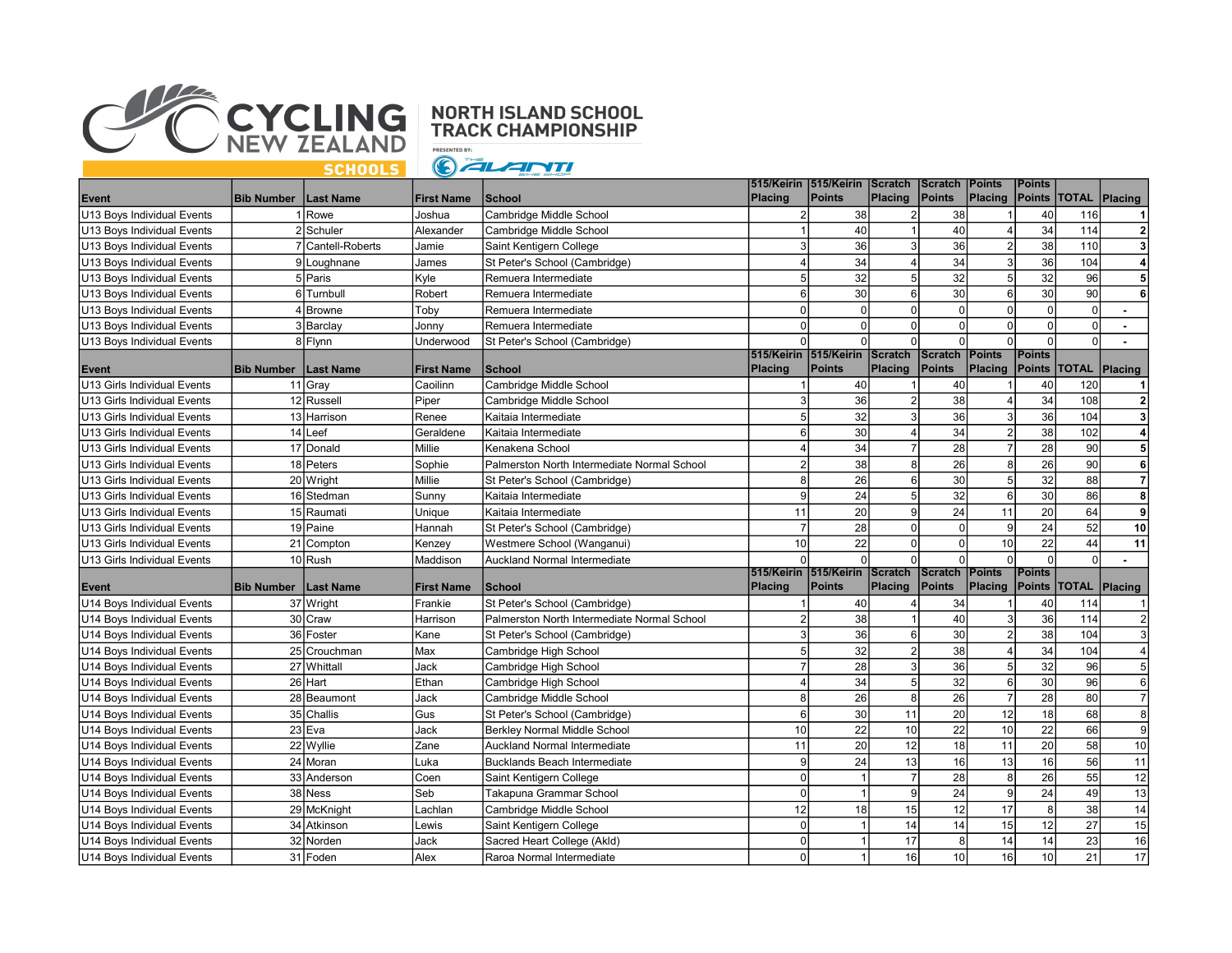# CYCLING NEW ZEALAND SCHOOLS

## NORTH ISLAND SCHOOL TRACK CHAMPIONSHIP

PRESENTED BY: THE ALANTI BIKE SHOP

| Event | Bib Number | Last Name | First Name | School | 515/Keirin Placing | 515/Keirin Points | Scratch Placing | Scratch Points | Points Placing | Points Points | TOTAL | Placing |
|---|---|---|---|---|---|---|---|---|---|---|---|---|
| U13 Boys Individual Events | 1 | Rowe | Joshua | Cambridge Middle School | 2 | 38 | 2 | 38 | 1 | 40 | 116 | 1 |
| U13 Boys Individual Events | 2 | Schuler | Alexander | Cambridge Middle School | 1 | 40 | 1 | 40 | 4 | 34 | 114 | 2 |
| U13 Boys Individual Events | 7 | Cantell-Roberts | Jamie | Saint Kentigern College | 3 | 36 | 3 | 36 | 2 | 38 | 110 | 3 |
| U13 Boys Individual Events | 9 | Loughnane | James | St Peter's School (Cambridge) | 4 | 34 | 4 | 34 | 3 | 36 | 104 | 4 |
| U13 Boys Individual Events | 5 | Paris | Kyle | Remuera Intermediate | 5 | 32 | 5 | 32 | 5 | 32 | 96 | 5 |
| U13 Boys Individual Events | 6 | Turnbull | Robert | Remuera Intermediate | 6 | 30 | 6 | 30 | 6 | 30 | 90 | 6 |
| U13 Boys Individual Events | 4 | Browne | Toby | Remuera Intermediate | 0 | 0 | 0 | 0 | 0 | 0 | 0 | - |
| U13 Boys Individual Events | 3 | Barclay | Jonny | Remuera Intermediate | 0 | 0 | 0 | 0 | 0 | 0 | 0 | - |
| U13 Boys Individual Events | 8 | Flynn | Underwood | St Peter's School (Cambridge) | 0 | 0 | 0 | 0 | 0 | 0 | 0 | - |
| **Event** | **Bib Number** | **Last Name** | **First Name** | **School** | **515/Keirin Placing** | **515/Keirin Points** | **Scratch Placing** | **Scratch Points** | **Points Placing** | **Points Points** | **TOTAL** | **Placing** |
| U13 Girls Individual Events | 11 | Gray | Caoilinn | Cambridge Middle School | 1 | 40 | 1 | 40 | 1 | 40 | 120 | 1 |
| U13 Girls Individual Events | 12 | Russell | Piper | Cambridge Middle School | 3 | 36 | 2 | 38 | 4 | 34 | 108 | 2 |
| U13 Girls Individual Events | 13 | Harrison | Renee | Kaitaia Intermediate | 5 | 32 | 3 | 36 | 3 | 36 | 104 | 3 |
| U13 Girls Individual Events | 14 | Leef | Geraldene | Kaitaia Intermediate | 6 | 30 | 4 | 34 | 2 | 38 | 102 | 4 |
| U13 Girls Individual Events | 17 | Donald | Millie | Kenakena School | 4 | 34 | 7 | 28 | 7 | 28 | 90 | 5 |
| U13 Girls Individual Events | 18 | Peters | Sophie | Palmerston North Intermediate Normal School | 2 | 38 | 8 | 26 | 8 | 26 | 90 | 6 |
| U13 Girls Individual Events | 20 | Wright | Millie | St Peter's School (Cambridge) | 8 | 26 | 6 | 30 | 5 | 32 | 88 | 7 |
| U13 Girls Individual Events | 16 | Stedman | Sunny | Kaitaia Intermediate | 9 | 24 | 5 | 32 | 6 | 30 | 86 | 8 |
| U13 Girls Individual Events | 15 | Raumati | Unique | Kaitaia Intermediate | 11 | 20 | 9 | 24 | 11 | 20 | 64 | 9 |
| U13 Girls Individual Events | 19 | Paine | Hannah | St Peter's School (Cambridge) | 7 | 28 | 0 | 0 | 9 | 24 | 52 | 10 |
| U13 Girls Individual Events | 21 | Compton | Kenzey | Westmere School (Wanganui) | 10 | 22 | 0 | 0 | 10 | 22 | 44 | 11 |
| U13 Girls Individual Events | 10 | Rush | Maddison | Auckland Normal Intermediate | 0 | 0 | 0 | 0 | 0 | 0 | 0 | - |
| **Event** | **Bib Number** | **Last Name** | **First Name** | **School** | **515/Keirin Placing** | **515/Keirin Points** | **Scratch Placing** | **Scratch Points** | **Points Placing** | **Points Points** | **TOTAL** | **Placing** |
| U14 Boys Individual Events | 37 | Wright | Frankie | St Peter's School (Cambridge) | 1 | 40 | 4 | 34 | 1 | 40 | 114 | 1 |
| U14 Boys Individual Events | 30 | Craw | Harrison | Palmerston North Intermediate Normal School | 2 | 38 | 1 | 40 | 3 | 36 | 114 | 2 |
| U14 Boys Individual Events | 36 | Foster | Kane | St Peter's School (Cambridge) | 3 | 36 | 6 | 30 | 2 | 38 | 104 | 3 |
| U14 Boys Individual Events | 25 | Crouchman | Max | Cambridge High School | 5 | 32 | 2 | 38 | 4 | 34 | 104 | 4 |
| U14 Boys Individual Events | 27 | Whittall | Jack | Cambridge High School | 7 | 28 | 3 | 36 | 5 | 32 | 96 | 5 |
| U14 Boys Individual Events | 26 | Hart | Ethan | Cambridge High School | 4 | 34 | 5 | 32 | 6 | 30 | 96 | 6 |
| U14 Boys Individual Events | 28 | Beaumont | Jack | Cambridge Middle School | 8 | 26 | 8 | 26 | 7 | 28 | 80 | 7 |
| U14 Boys Individual Events | 35 | Challis | Gus | St Peter's School (Cambridge) | 6 | 30 | 11 | 20 | 12 | 18 | 68 | 8 |
| U14 Boys Individual Events | 23 | Eva | Jack | Berkley Normal Middle School | 10 | 22 | 10 | 22 | 10 | 22 | 66 | 9 |
| U14 Boys Individual Events | 22 | Wyllie | Zane | Auckland Normal Intermediate | 11 | 20 | 12 | 18 | 11 | 20 | 58 | 10 |
| U14 Boys Individual Events | 24 | Moran | Luka | Bucklands Beach Intermediate | 9 | 24 | 13 | 16 | 13 | 16 | 56 | 11 |
| U14 Boys Individual Events | 33 | Anderson | Coen | Saint Kentigern College | 0 | 1 | 7 | 28 | 8 | 26 | 55 | 12 |
| U14 Boys Individual Events | 38 | Ness | Seb | Takapuna Grammar School | 0 | 1 | 9 | 24 | 9 | 24 | 49 | 13 |
| U14 Boys Individual Events | 29 | McKnight | Lachlan | Cambridge Middle School | 12 | 18 | 15 | 12 | 17 | 8 | 38 | 14 |
| U14 Boys Individual Events | 34 | Atkinson | Lewis | Saint Kentigern College | 0 | 1 | 14 | 14 | 15 | 12 | 27 | 15 |
| U14 Boys Individual Events | 32 | Norden | Jack | Sacred Heart College (Akld) | 0 | 1 | 17 | 8 | 14 | 14 | 23 | 16 |
| U14 Boys Individual Events | 31 | Foden | Alex | Raroa Normal Intermediate | 0 | 1 | 16 | 10 | 16 | 10 | 21 | 17 |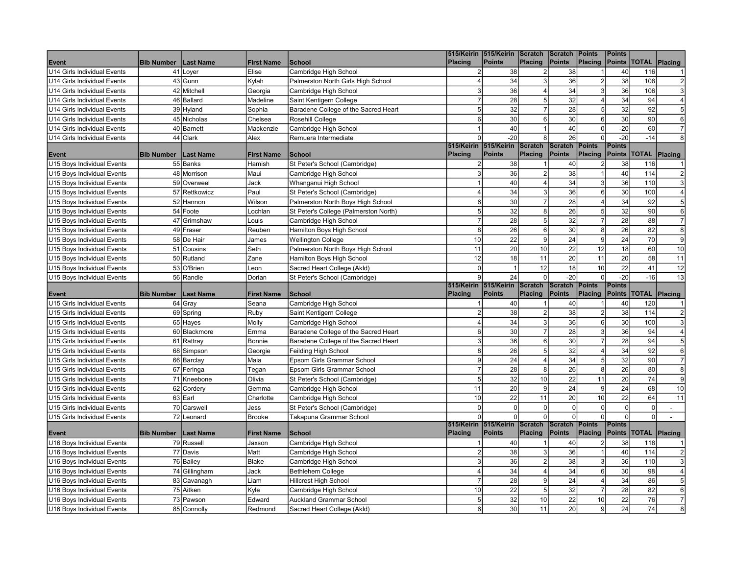| Event | Bib Number | Last Name | First Name | School | 515/Keirin Placing | 515/Keirin Points | Scratch Placing | Scratch Points | Points Placing | Points Points | TOTAL | Placing |
|---|---|---|---|---|---|---|---|---|---|---|---|---|
| U14 Girls Individual Events | 41 | Loyer | Elise | Cambridge High School | 2 | 38 | 2 | 38 | 1 | 40 | 116 | 1 |
| U14 Girls Individual Events | 43 | Gunn | Kylah | Palmerston North Girls High School | 4 | 34 | 3 | 36 | 2 | 38 | 108 | 2 |
| U14 Girls Individual Events | 42 | Mitchell | Georgia | Cambridge High School | 3 | 36 | 4 | 34 | 3 | 36 | 106 | 3 |
| U14 Girls Individual Events | 46 | Ballard | Madeline | Saint Kentigern College | 7 | 28 | 5 | 32 | 4 | 34 | 94 | 4 |
| U14 Girls Individual Events | 39 | Hyland | Sophia | Baradene College of the Sacred Heart | 5 | 32 | 7 | 28 | 5 | 32 | 92 | 5 |
| U14 Girls Individual Events | 45 | Nicholas | Chelsea | Rosehill College | 6 | 30 | 6 | 30 | 6 | 30 | 90 | 6 |
| U14 Girls Individual Events | 40 | Barnett | Mackenzie | Cambridge High School | 1 | 40 | 1 | 40 | 0 | -20 | 60 | 7 |
| U14 Girls Individual Events | 44 | Clark | Alex | Remuera Intermediate | 0 | -20 | 8 | 26 | 0 | -20 | -14 | 8 |

| Event | Bib Number | Last Name | First Name | School | 515/Keirin Placing | 515/Keirin Points | Scratch Placing | Scratch Points | Points Placing | Points Points | TOTAL | Placing |
|---|---|---|---|---|---|---|---|---|---|---|---|---|
| U15 Boys Individual Events | 55 | Banks | Hamish | St Peter's School (Cambridge) | 2 | 38 | 1 | 40 | 2 | 38 | 116 | 1 |
| U15 Boys Individual Events | 48 | Morrison | Maui | Cambridge High School | 3 | 36 | 2 | 38 | 1 | 40 | 114 | 2 |
| U15 Boys Individual Events | 59 | Overweel | Jack | Whanganui High School | 1 | 40 | 4 | 34 | 3 | 36 | 110 | 3 |
| U15 Boys Individual Events | 57 | Rettkowicz | Paul | St Peter's School (Cambridge) | 4 | 34 | 3 | 36 | 6 | 30 | 100 | 4 |
| U15 Boys Individual Events | 52 | Hannon | Wilson | Palmerston North Boys High School | 6 | 30 | 7 | 28 | 4 | 34 | 92 | 5 |
| U15 Boys Individual Events | 54 | Foote | Lochlan | St Peter's College (Palmerston North) | 5 | 32 | 8 | 26 | 5 | 32 | 90 | 6 |
| U15 Boys Individual Events | 47 | Grimshaw | Louis | Cambridge High School | 7 | 28 | 5 | 32 | 7 | 28 | 88 | 7 |
| U15 Boys Individual Events | 49 | Fraser | Reuben | Hamilton Boys High School | 8 | 26 | 6 | 30 | 8 | 26 | 82 | 8 |
| U15 Boys Individual Events | 58 | De Hair | James | Wellington College | 10 | 22 | 9 | 24 | 9 | 24 | 70 | 9 |
| U15 Boys Individual Events | 51 | Cousins | Seth | Palmerston North Boys High School | 11 | 20 | 10 | 22 | 12 | 18 | 60 | 10 |
| U15 Boys Individual Events | 50 | Rutland | Zane | Hamilton Boys High School | 12 | 18 | 11 | 20 | 11 | 20 | 58 | 11 |
| U15 Boys Individual Events | 53 | O'Brien | Leon | Sacred Heart College (Akld) | 0 | 1 | 12 | 18 | 10 | 22 | 41 | 12 |
| U15 Boys Individual Events | 56 | Randle | Dorian | St Peter's School (Cambridge) | 9 | 24 | 0 | -20 | 0 | -20 | -16 | 13 |

| Event | Bib Number | Last Name | First Name | School | 515/Keirin Placing | 515/Keirin Points | Scratch Placing | Scratch Points | Points Placing | Points Points | TOTAL | Placing |
|---|---|---|---|---|---|---|---|---|---|---|---|---|
| U15 Girls Individual Events | 64 | Gray | Seana | Cambridge High School | 1 | 40 | 1 | 40 | 1 | 40 | 120 | 1 |
| U15 Girls Individual Events | 69 | Spring | Ruby | Saint Kentigern College | 2 | 38 | 2 | 38 | 2 | 38 | 114 | 2 |
| U15 Girls Individual Events | 65 | Hayes | Molly | Cambridge High School | 4 | 34 | 3 | 36 | 6 | 30 | 100 | 3 |
| U15 Girls Individual Events | 60 | Blackmore | Emma | Baradene College of the Sacred Heart | 6 | 30 | 7 | 28 | 3 | 36 | 94 | 4 |
| U15 Girls Individual Events | 61 | Rattray | Bonnie | Baradene College of the Sacred Heart | 3 | 36 | 6 | 30 | 7 | 28 | 94 | 5 |
| U15 Girls Individual Events | 68 | Simpson | Georgie | Feilding High School | 8 | 26 | 5 | 32 | 4 | 34 | 92 | 6 |
| U15 Girls Individual Events | 66 | Barclay | Maia | Epsom Girls Grammar School | 9 | 24 | 4 | 34 | 5 | 32 | 90 | 7 |
| U15 Girls Individual Events | 67 | Feringa | Tegan | Epsom Girls Grammar School | 7 | 28 | 8 | 26 | 8 | 26 | 80 | 8 |
| U15 Girls Individual Events | 71 | Kneebone | Olivia | St Peter's School (Cambridge) | 5 | 32 | 10 | 22 | 11 | 20 | 74 | 9 |
| U15 Girls Individual Events | 62 | Cordery | Gemma | Cambridge High School | 11 | 20 | 9 | 24 | 9 | 24 | 68 | 10 |
| U15 Girls Individual Events | 63 | Earl | Charlotte | Cambridge High School | 10 | 22 | 11 | 20 | 10 | 22 | 64 | 11 |
| U15 Girls Individual Events | 70 | Carswell | Jess | St Peter's School (Cambridge) | 0 | 0 | 0 | 0 | 0 | 0 | 0 | - |
| U15 Girls Individual Events | 72 | Leonard | Brooke | Takapuna Grammar School | 0 | 0 | 0 | 0 | 0 | 0 | 0 | - |

| Event | Bib Number | Last Name | First Name | School | 515/Keirin Placing | 515/Keirin Points | Scratch Placing | Scratch Points | Points Placing | Points Points | TOTAL | Placing |
|---|---|---|---|---|---|---|---|---|---|---|---|---|
| U16 Boys Individual Events | 79 | Russell | Jaxson | Cambridge High School | 1 | 40 | 1 | 40 | 2 | 38 | 118 | 1 |
| U16 Boys Individual Events | 77 | Davis | Matt | Cambridge High School | 2 | 38 | 3 | 36 | 1 | 40 | 114 | 2 |
| U16 Boys Individual Events | 76 | Bailey | Blake | Cambridge High School | 3 | 36 | 2 | 38 | 3 | 36 | 110 | 3 |
| U16 Boys Individual Events | 74 | Gillingham | Jack | Bethlehem College | 4 | 34 | 4 | 34 | 6 | 30 | 98 | 4 |
| U16 Boys Individual Events | 83 | Cavanagh | Liam | Hillcrest High School | 7 | 28 | 9 | 24 | 4 | 34 | 86 | 5 |
| U16 Boys Individual Events | 75 | Aitken | Kyle | Cambridge High School | 10 | 22 | 5 | 32 | 7 | 28 | 82 | 6 |
| U16 Boys Individual Events | 73 | Pawson | Edward | Auckland Grammar School | 5 | 32 | 10 | 22 | 10 | 22 | 76 | 7 |
| U16 Boys Individual Events | 85 | Connolly | Redmond | Sacred Heart College (Akld) | 6 | 30 | 11 | 20 | 9 | 24 | 74 | 8 |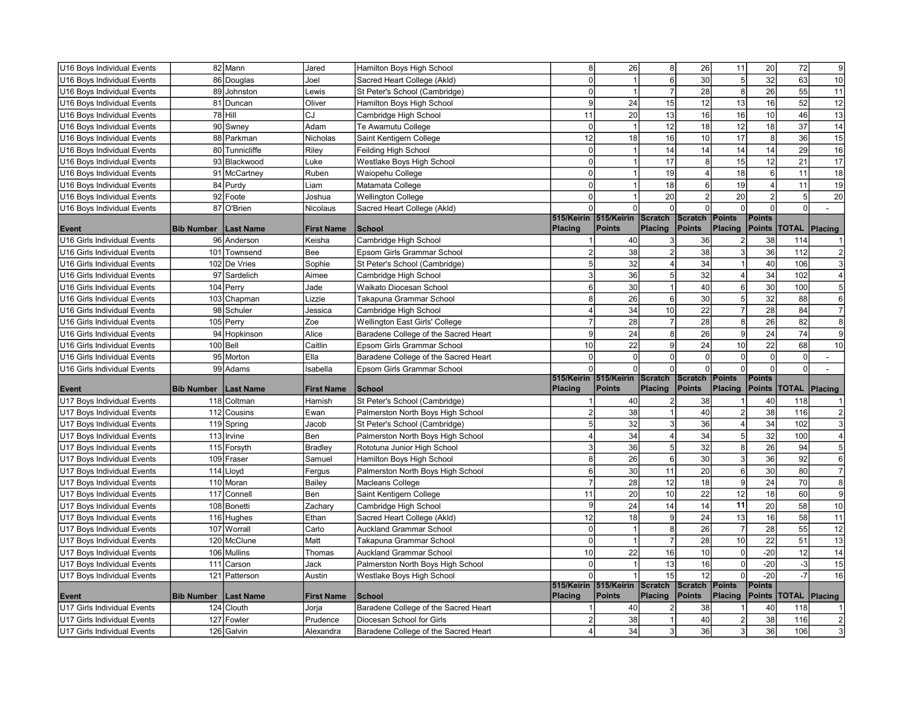| Event | Bib Number | Last Name | First Name | School | 515/Keirin Placing | 515/Keirin Points | Scratch Placing | Scratch Points | Points Placing | Points Points | TOTAL | Placing |
|---|---|---|---|---|---|---|---|---|---|---|---|---|
| U16 Boys Individual Events | 82 | Mann | Jared | Hamilton Boys High School | 8 | 26 | 8 | 26 | 11 | 20 | 72 | 9 |
| U16 Boys Individual Events | 86 | Douglas | Joel | Sacred Heart College (Akld) | 0 | 1 | 6 | 30 | 5 | 32 | 63 | 10 |
| U16 Boys Individual Events | 89 | Johnston | Lewis | St Peter's School (Cambridge) | 0 | 1 | 7 | 28 | 8 | 26 | 55 | 11 |
| U16 Boys Individual Events | 81 | Duncan | Oliver | Hamilton Boys High School | 9 | 24 | 15 | 12 | 13 | 16 | 52 | 12 |
| U16 Boys Individual Events | 78 | Hill | CJ | Cambridge High School | 11 | 20 | 13 | 16 | 16 | 10 | 46 | 13 |
| U16 Boys Individual Events | 90 | Swney | Adam | Te Awamutu College | 0 | 1 | 12 | 18 | 12 | 18 | 37 | 14 |
| U16 Boys Individual Events | 88 | Parkman | Nicholas | Saint Kentigern College | 12 | 18 | 16 | 10 | 17 | 8 | 36 | 15 |
| U16 Boys Individual Events | 80 | Tunnicliffe | Riley | Feilding High School | 0 | 1 | 14 | 14 | 14 | 14 | 29 | 16 |
| U16 Boys Individual Events | 93 | Blackwood | Luke | Westlake Boys High School | 0 | 1 | 17 | 8 | 15 | 12 | 21 | 17 |
| U16 Boys Individual Events | 91 | McCartney | Ruben | Waiopehu College | 0 | 1 | 19 | 4 | 18 | 6 | 11 | 18 |
| U16 Boys Individual Events | 84 | Purdy | Liam | Matamata College | 0 | 1 | 18 | 6 | 19 | 4 | 11 | 19 |
| U16 Boys Individual Events | 92 | Foote | Joshua | Wellington College | 0 | 1 | 20 | 2 | 20 | 2 | 5 | 20 |
| U16 Boys Individual Events | 87 | O'Brien | Nicolaus | Sacred Heart College (Akld) | 0 | 0 | 0 | 0 | 0 | 0 | 0 | - |

| Event | Bib Number | Last Name | First Name | School | 515/Keirin Placing | 515/Keirin Points | Scratch Placing | Scratch Points | Points Placing | Points Points | TOTAL | Placing |
|---|---|---|---|---|---|---|---|---|---|---|---|---|
| U16 Girls Individual Events | 96 | Anderson | Keisha | Cambridge High School | 1 | 40 | 3 | 36 | 2 | 38 | 114 | 1 |
| U16 Girls Individual Events | 101 | Townsend | Bee | Epsom Girls Grammar School | 2 | 38 | 2 | 38 | 3 | 36 | 112 | 2 |
| U16 Girls Individual Events | 102 | De Vries | Sophie | St Peter's School (Cambridge) | 5 | 32 | 4 | 34 | 1 | 40 | 106 | 3 |
| U16 Girls Individual Events | 97 | Sardelich | Aimee | Cambridge High School | 3 | 36 | 5 | 32 | 4 | 34 | 102 | 4 |
| U16 Girls Individual Events | 104 | Perry | Jade | Waikato Diocesan School | 6 | 30 | 1 | 40 | 6 | 30 | 100 | 5 |
| U16 Girls Individual Events | 103 | Chapman | Lizzie | Takapuna Grammar School | 8 | 26 | 6 | 30 | 5 | 32 | 88 | 6 |
| U16 Girls Individual Events | 98 | Schuler | Jessica | Cambridge High School | 4 | 34 | 10 | 22 | 7 | 28 | 84 | 7 |
| U16 Girls Individual Events | 105 | Perry | Zoe | Wellington East Girls' College | 7 | 28 | 7 | 28 | 8 | 26 | 82 | 8 |
| U16 Girls Individual Events | 94 | Hopkinson | Alice | Baradene College of the Sacred Heart | 9 | 24 | 8 | 26 | 9 | 24 | 74 | 9 |
| U16 Girls Individual Events | 100 | Bell | Caitlin | Epsom Girls Grammar School | 10 | 22 | 9 | 24 | 10 | 22 | 68 | 10 |
| U16 Girls Individual Events | 95 | Morton | Ella | Baradene College of the Sacred Heart | 0 | 0 | 0 | 0 | 0 | 0 | 0 | - |
| U16 Girls Individual Events | 99 | Adams | Isabella | Epsom Girls Grammar School | 0 | 0 | 0 | 0 | 0 | 0 | 0 | - |

| Event | Bib Number | Last Name | First Name | School | 515/Keirin Placing | 515/Keirin Points | Scratch Placing | Scratch Points | Points Placing | Points Points | TOTAL | Placing |
|---|---|---|---|---|---|---|---|---|---|---|---|---|
| U17 Boys Individual Events | 118 | Coltman | Hamish | St Peter's School (Cambridge) | 1 | 40 | 2 | 38 | 1 | 40 | 118 | 1 |
| U17 Boys Individual Events | 112 | Cousins | Ewan | Palmerston North Boys High School | 2 | 38 | 1 | 40 | 2 | 38 | 116 | 2 |
| U17 Boys Individual Events | 119 | Spring | Jacob | St Peter's School (Cambridge) | 5 | 32 | 3 | 36 | 4 | 34 | 102 | 3 |
| U17 Boys Individual Events | 113 | Irvine | Ben | Palmerston North Boys High School | 4 | 34 | 4 | 34 | 5 | 32 | 100 | 4 |
| U17 Boys Individual Events | 115 | Forsyth | Bradley | Rototuna Junior High School | 3 | 36 | 5 | 32 | 8 | 26 | 94 | 5 |
| U17 Boys Individual Events | 109 | Fraser | Samuel | Hamilton Boys High School | 8 | 26 | 6 | 30 | 3 | 36 | 92 | 6 |
| U17 Boys Individual Events | 114 | Lloyd | Fergus | Palmerston North Boys High School | 6 | 30 | 11 | 20 | 6 | 30 | 80 | 7 |
| U17 Boys Individual Events | 110 | Moran | Bailey | Macleans College | 7 | 28 | 12 | 18 | 9 | 24 | 70 | 8 |
| U17 Boys Individual Events | 117 | Connell | Ben | Saint Kentigern College | 11 | 20 | 10 | 22 | 12 | 18 | 60 | 9 |
| U17 Boys Individual Events | 108 | Bonetti | Zachary | Cambridge High School | 9 | 24 | 14 | 14 | **11** | 20 | 58 | 10 |
| U17 Boys Individual Events | 116 | Hughes | Ethan | Sacred Heart College (Akld) | 12 | 18 | 9 | 24 | 13 | 16 | 58 | 11 |
| U17 Boys Individual Events | 107 | Worrall | Carlo | Auckland Grammar School | 0 | 1 | 8 | 26 | 7 | 28 | 55 | 12 |
| U17 Boys Individual Events | 120 | McClune | Matt | Takapuna Grammar School | 0 | 1 | 7 | 28 | 10 | 22 | 51 | 13 |
| U17 Boys Individual Events | 106 | Mullins | Thomas | Auckland Grammar School | 10 | 22 | 16 | 10 | 0 | -20 | 12 | 14 |
| U17 Boys Individual Events | 111 | Carson | Jack | Palmerston North Boys High School | 0 | 1 | 13 | 16 | 0 | -20 | -3 | 15 |
| U17 Boys Individual Events | 121 | Patterson | Austin | Westlake Boys High School | 0 | 1 | 15 | 12 | 0 | -20 | -7 | 16 |

| Event | Bib Number | Last Name | First Name | School | 515/Keirin Placing | 515/Keirin Points | Scratch Placing | Scratch Points | Points Placing | Points Points | TOTAL | Placing |
|---|---|---|---|---|---|---|---|---|---|---|---|---|
| U17 Girls Individual Events | 124 | Clouth | Jorja | Baradene College of the Sacred Heart | 1 | 40 | 2 | 38 | 1 | 40 | 118 | 1 |
| U17 Girls Individual Events | 127 | Fowler | Prudence | Diocesan School for Girls | 2 | 38 | 1 | 40 | 2 | 38 | 116 | 2 |
| U17 Girls Individual Events | 126 | Galvin | Alexandra | Baradene College of the Sacred Heart | 4 | 34 | 3 | 36 | 3 | 36 | 106 | 3 |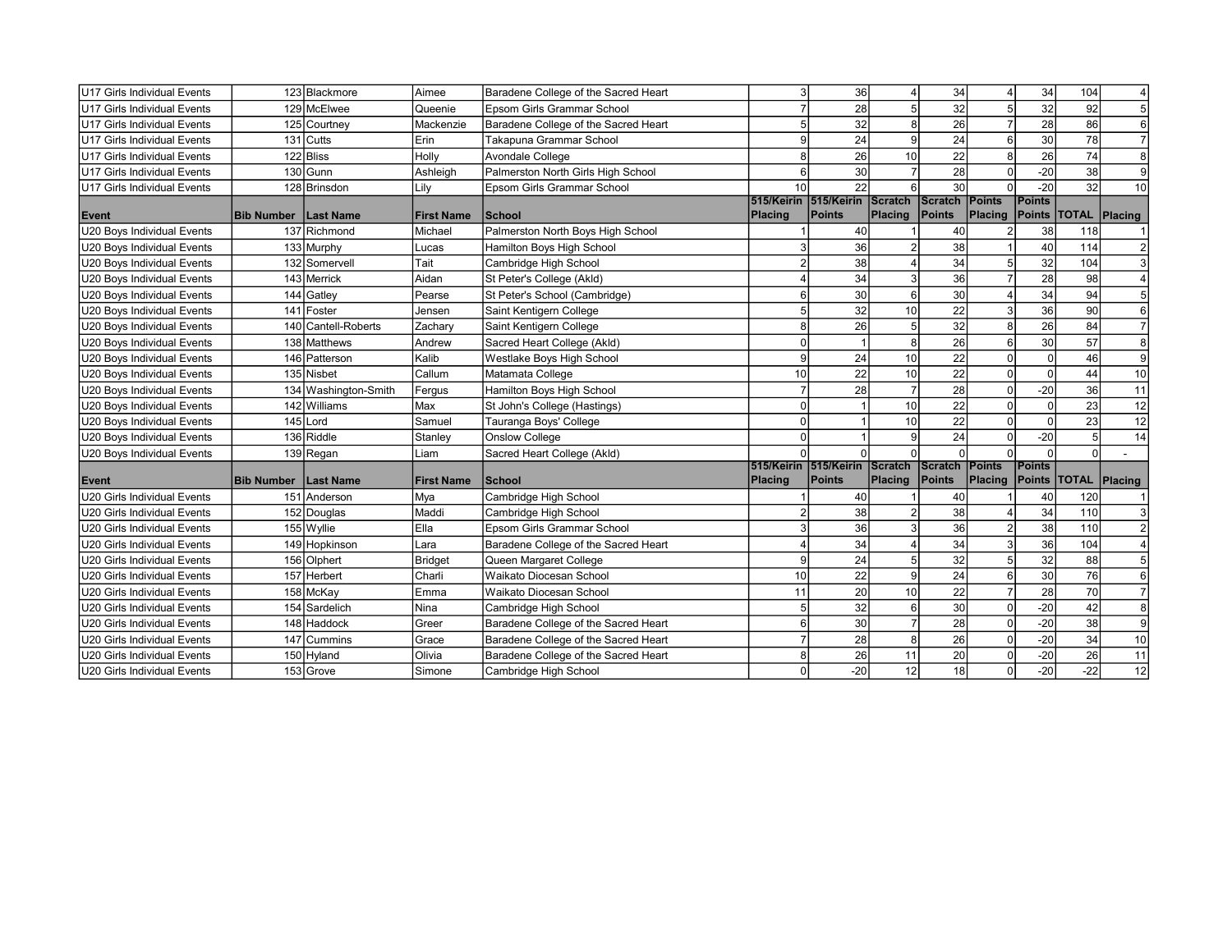| | | | | | | | | | | | | |
|---|---|---|---|---|---|---|---|---|---|---|---|---|
| U17 Girls Individual Events | 123 | Blackmore | Aimee | Baradene College of the Sacred Heart | 3 | 36 | 4 | 34 | 4 | 34 | 104 | 4 |
| U17 Girls Individual Events | 129 | McElwee | Queenie | Epsom Girls Grammar School | 7 | 28 | 5 | 32 | 5 | 32 | 92 | 5 |
| U17 Girls Individual Events | 125 | Courtney | Mackenzie | Baradene College of the Sacred Heart | 5 | 32 | 8 | 26 | 7 | 28 | 86 | 6 |
| U17 Girls Individual Events | 131 | Cutts | Erin | Takapuna Grammar School | 9 | 24 | 9 | 24 | 6 | 30 | 78 | 7 |
| U17 Girls Individual Events | 122 | Bliss | Holly | Avondale College | 8 | 26 | 10 | 22 | 8 | 26 | 74 | 8 |
| U17 Girls Individual Events | 130 | Gunn | Ashleigh | Palmerston North Girls High School | 6 | 30 | 7 | 28 | 0 | -20 | 38 | 9 |
| U17 Girls Individual Events | 128 | Brinsdon | Lily | Epsom Girls Grammar School | 10 | 22 | 6 | 30 | 0 | -20 | 32 | 10 |

| Event | Bib Number | Last Name | First Name | School | 515/Keirin Placing | 515/Keirin Points | Scratch Placing | Scratch Points | Points Placing | Points Points | TOTAL | Placing |
|---|---|---|---|---|---|---|---|---|---|---|---|---|
| U20 Boys Individual Events | 137 | Richmond | Michael | Palmerston North Boys High School | 1 | 40 | 1 | 40 | 2 | 38 | 118 | 1 |
| U20 Boys Individual Events | 133 | Murphy | Lucas | Hamilton Boys High School | 3 | 36 | 2 | 38 | 1 | 40 | 114 | 2 |
| U20 Boys Individual Events | 132 | Somervell | Tait | Cambridge High School | 2 | 38 | 4 | 34 | 5 | 32 | 104 | 3 |
| U20 Boys Individual Events | 143 | Merrick | Aidan | St Peter's College (Akld) | 4 | 34 | 3 | 36 | 7 | 28 | 98 | 4 |
| U20 Boys Individual Events | 144 | Gatley | Pearse | St Peter's School (Cambridge) | 6 | 30 | 6 | 30 | 4 | 34 | 94 | 5 |
| U20 Boys Individual Events | 141 | Foster | Jensen | Saint Kentigern College | 5 | 32 | 10 | 22 | 3 | 36 | 90 | 6 |
| U20 Boys Individual Events | 140 | Cantell-Roberts | Zachary | Saint Kentigern College | 8 | 26 | 5 | 32 | 8 | 26 | 84 | 7 |
| U20 Boys Individual Events | 138 | Matthews | Andrew | Sacred Heart College (Akld) | 0 | 1 | 8 | 26 | 6 | 30 | 57 | 8 |
| U20 Boys Individual Events | 146 | Patterson | Kalib | Westlake Boys High School | 9 | 24 | 10 | 22 | 0 | 0 | 46 | 9 |
| U20 Boys Individual Events | 135 | Nisbet | Callum | Matamata College | 10 | 22 | 10 | 22 | 0 | 0 | 44 | 10 |
| U20 Boys Individual Events | 134 | Washington-Smith | Fergus | Hamilton Boys High School | 7 | 28 | 7 | 28 | 0 | -20 | 36 | 11 |
| U20 Boys Individual Events | 142 | Williams | Max | St John's College (Hastings) | 0 | 1 | 10 | 22 | 0 | 0 | 23 | 12 |
| U20 Boys Individual Events | 145 | Lord | Samuel | Tauranga Boys' College | 0 | 1 | 10 | 22 | 0 | 0 | 23 | 12 |
| U20 Boys Individual Events | 136 | Riddle | Stanley | Onslow College | 0 | 1 | 9 | 24 | 0 | -20 | 5 | 14 |
| U20 Boys Individual Events | 139 | Regan | Liam | Sacred Heart College (Akld) | 0 | 0 | 0 | 0 | 0 | 0 | 0 | - |

| Event | Bib Number | Last Name | First Name | School | 515/Keirin Placing | 515/Keirin Points | Scratch Placing | Scratch Points | Points Placing | Points Points | TOTAL | Placing |
|---|---|---|---|---|---|---|---|---|---|---|---|---|
| U20 Girls Individual Events | 151 | Anderson | Mya | Cambridge High School | 1 | 40 | 1 | 40 | 1 | 40 | 120 | 1 |
| U20 Girls Individual Events | 152 | Douglas | Maddi | Cambridge High School | 2 | 38 | 2 | 38 | 4 | 34 | 110 | 3 |
| U20 Girls Individual Events | 155 | Wyllie | Ella | Epsom Girls Grammar School | 3 | 36 | 3 | 36 | 2 | 38 | 110 | 2 |
| U20 Girls Individual Events | 149 | Hopkinson | Lara | Baradene College of the Sacred Heart | 4 | 34 | 4 | 34 | 3 | 36 | 104 | 4 |
| U20 Girls Individual Events | 156 | Olphert | Bridget | Queen Margaret College | 9 | 24 | 5 | 32 | 5 | 32 | 88 | 5 |
| U20 Girls Individual Events | 157 | Herbert | Charli | Waikato Diocesan School | 10 | 22 | 9 | 24 | 6 | 30 | 76 | 6 |
| U20 Girls Individual Events | 158 | McKay | Emma | Waikato Diocesan School | 11 | 20 | 10 | 22 | 7 | 28 | 70 | 7 |
| U20 Girls Individual Events | 154 | Sardelich | Nina | Cambridge High School | 5 | 32 | 6 | 30 | 0 | -20 | 42 | 8 |
| U20 Girls Individual Events | 148 | Haddock | Greer | Baradene College of the Sacred Heart | 6 | 30 | 7 | 28 | 0 | -20 | 38 | 9 |
| U20 Girls Individual Events | 147 | Cummins | Grace | Baradene College of the Sacred Heart | 7 | 28 | 8 | 26 | 0 | -20 | 34 | 10 |
| U20 Girls Individual Events | 150 | Hyland | Olivia | Baradene College of the Sacred Heart | 8 | 26 | 11 | 20 | 0 | -20 | 26 | 11 |
| U20 Girls Individual Events | 153 | Grove | Simone | Cambridge High School | 0 | -20 | 12 | 18 | 0 | -20 | -22 | 12 |